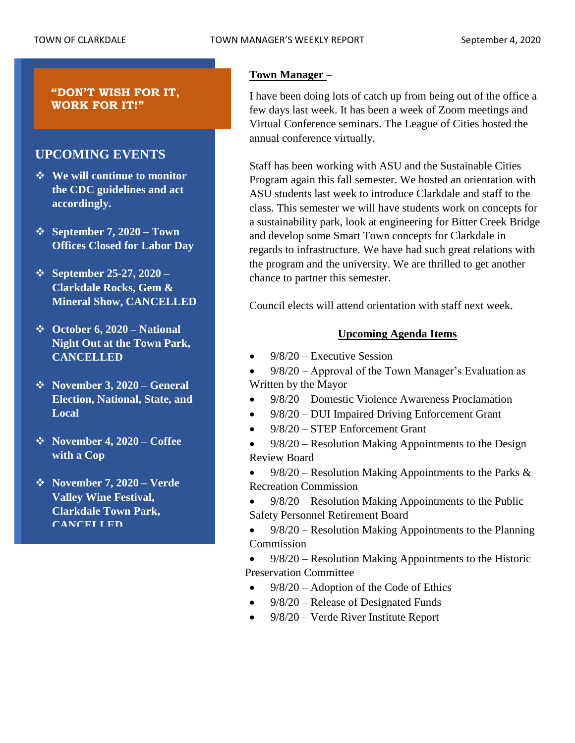**"DON'T WISH FOR IT, WORK FOR IT!"**

## UPCOMING EVENTS

- **We will continue to monitor the CDC guidelines and act accordingly.**
- **September 7, 2020 – Town Offices Closed for Labor Day**
- **September 25-27, 2020 – Clarkdale Rocks, Gem & Mineral Show, CANCELLED**
- **October 6, 2020 – National Night Out at the Town Park, CANCELLED**
- **November 3, 2020 – General Election, National, State, and Local**
- **November 4, 2020 – Coffee with a Cop**
- **November 7, 2020 – Verde Valley Wine Festival, Clarkdale Town Park, CANCELLED**

## Town Manager –

I have been doing lots of catch up from being out of the office a few days last week. It has been a week of Zoom meetings and Virtual Conference seminars. The League of Cities hosted the annual conference virtually.

Staff has been working with ASU and the Sustainable Cities Program again this fall semester. We hosted an orientation with ASU students last week to introduce Clarkdale and staff to the class. This semester we will have students work on concepts for a sustainability park, look at engineering for Bitter Creek Bridge and develop some Smart Town concepts for Clarkdale in regards to infrastructure. We have had such great relations with the program and the university. We are thrilled to get another chance to partner this semester.

Council elects will attend orientation with staff next week.

### Upcoming Agenda Items

- 9/8/20 – Executive Session
- 9/8/20 – Approval of the Town Manager's Evaluation as Written by the Mayor
- 9/8/20 – Domestic Violence Awareness Proclamation
- 9/8/20 – DUI Impaired Driving Enforcement Grant
- 9/8/20 – STEP Enforcement Grant
- 9/8/20 – Resolution Making Appointments to the Design Review Board
- 9/8/20 – Resolution Making Appointments to the Parks & Recreation Commission
- 9/8/20 – Resolution Making Appointments to the Public Safety Personnel Retirement Board
- 9/8/20 – Resolution Making Appointments to the Planning Commission
- 9/8/20 – Resolution Making Appointments to the Historic Preservation Committee
- 9/8/20 – Adoption of the Code of Ethics
- 9/8/20 – Release of Designated Funds
- 9/8/20 – Verde River Institute Report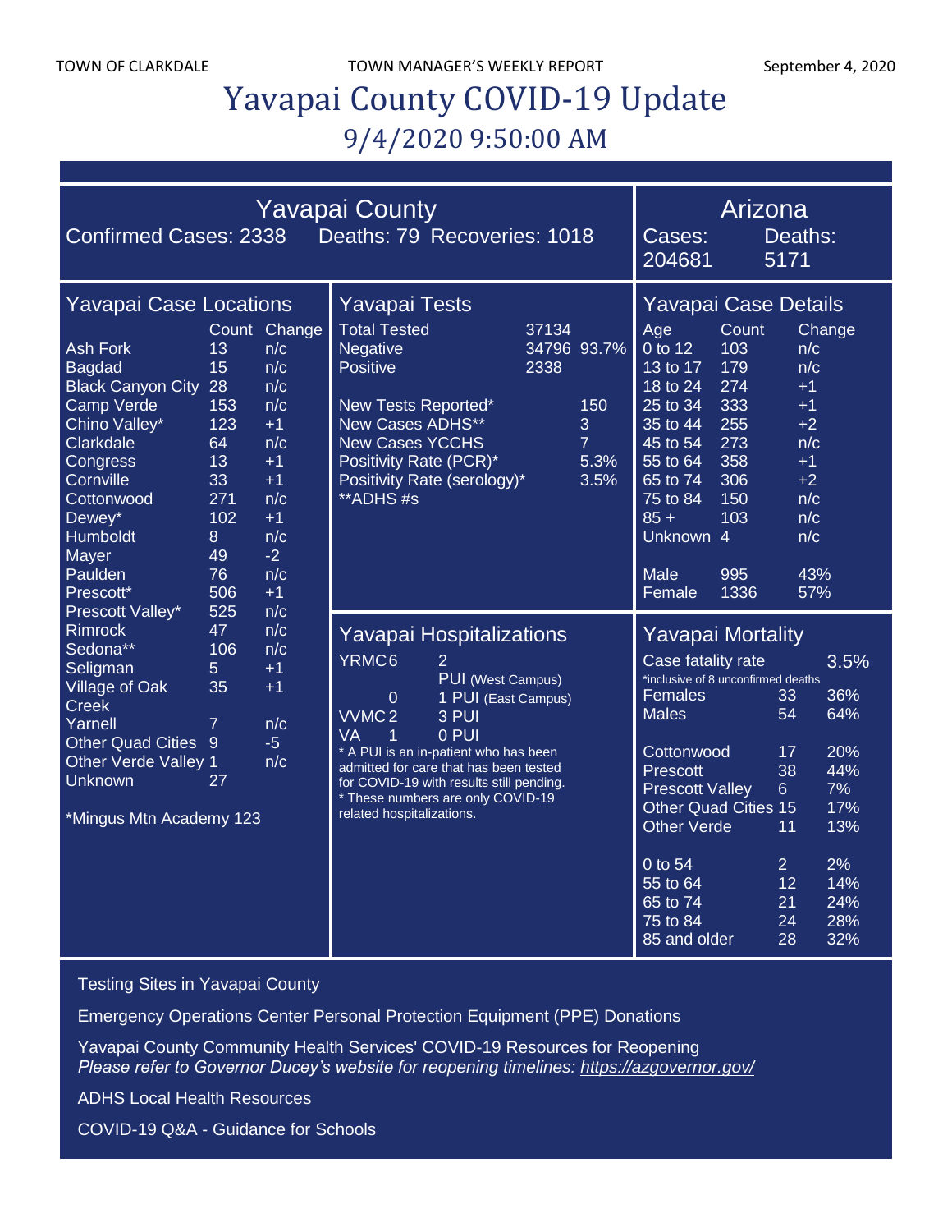# Yavapai County COVID-19 Update

## 9/4/2020 9:50:00 AM

## Yavapai County

Confirmed Cases: 2338 Deaths: 79 Recoveries: 1018

## Arizona

Cases: 204681 Deaths: 5171

## Yavapai Case Locations

| | Count | Change |
|---|---|---|
| Ash Fork | 13 | n/c |
| Bagdad | 15 | n/c |
| Black Canyon City | 28 | n/c |
| Camp Verde | 153 | n/c |
| Chino Valley* | 123 | +1 |
| Clarkdale | 64 | n/c |
| Congress | 13 | +1 |
| Cornville | 33 | +1 |
| Cottonwood | 271 | n/c |
| Dewey* | 102 | +1 |
| Humboldt | 8 | n/c |
| Mayer | 49 | -2 |
| Paulden | 76 | n/c |
| Prescott* | 506 | +1 |
| Prescott Valley* | 525 | n/c |
| Rimrock | 47 | n/c |
| Sedona** | 106 | n/c |
| Seligman | 5 | +1 |
| Village of Oak Creek | 35 | +1 |
| Yarnell | 7 | n/c |
| Other Quad Cities | 9 | -5 |
| Other Verde Valley | 1 | n/c |
| Unknown | 27 | |

*Mingus Mtn Academy 123

## Yavapai Tests

| | | |
|---|---|---|
| Total Tested | 37134 | |
| Negative | 34796 | 93.7% |
| Positive | 2338 | |

| | |
|---|---|
| New Tests Reported* | 150 |
| New Cases ADHS** | 3 |
| New Cases YCCHS | 7 |
| Positivity Rate (PCR)* | 5.3% |
| Positivity Rate (serology)* | 3.5% |

**ADHS #s

## Yavapai Case Details

| Age | Count | Change |
|---|---|---|
| 0 to 12 | 103 | n/c |
| 13 to 17 | 179 | n/c |
| 18 to 24 | 274 | +1 |
| 25 to 34 | 333 | +1 |
| 35 to 44 | 255 | +2 |
| 45 to 54 | 273 | n/c |
| 55 to 64 | 358 | +1 |
| 65 to 74 | 306 | +2 |
| 75 to 84 | 150 | n/c |
| 85 + | 103 | n/c |
| Unknown | 4 | n/c |
| Male | 995 | 43% |
| Female | 1336 | 57% |

## Yavapai Hospitalizations

| | | |
|---|---|---|
| YRMC | 6 | 2 PUI (West Campus) |
| | 0 | 1 PUI (East Campus) |
| VVMC | 2 | 3 PUI |
| VA | 1 | 0 PUI |

* A PUI is an in-patient who has been admitted for care that has been tested for COVID-19 with results still pending.
* These numbers are only COVID-19 related hospitalizations.

## Yavapai Mortality

Case fatality rate 3.5%

*inclusive of 8 unconfirmed deaths

| | | |
|---|---|---|
| Females | 33 | 36% |
| Males | 54 | 64% |
| Cottonwood | 17 | 20% |
| Prescott | 38 | 44% |
| Prescott Valley | 6 | 7% |
| Other Quad Cities | 15 | 17% |
| Other Verde | 11 | 13% |
| 0 to 54 | 2 | 2% |
| 55 to 64 | 12 | 14% |
| 65 to 74 | 21 | 24% |
| 75 to 84 | 24 | 28% |
| 85 and older | 28 | 32% |

Testing Sites in Yavapai County

Emergency Operations Center Personal Protection Equipment (PPE) Donations

Yavapai County Community Health Services' COVID-19 Resources for Reopening
*Please refer to Governor Ducey's website for reopening timelines: https://azgovernor.gov/*

ADHS Local Health Resources

COVID-19 Q&A - Guidance for Schools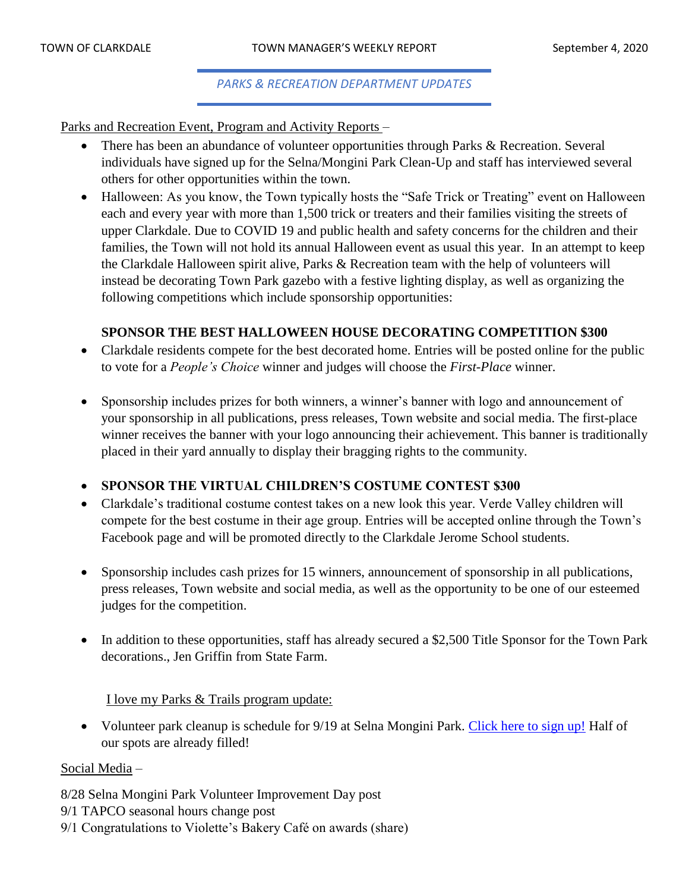## *PARKS & RECREATION DEPARTMENT UPDATES*

Parks and Recreation Event, Program and Activity Reports –

- There has been an abundance of volunteer opportunities through Parks & Recreation. Several individuals have signed up for the Selna/Mongini Park Clean-Up and staff has interviewed several others for other opportunities within the town.
- Halloween: As you know, the Town typically hosts the "Safe Trick or Treating" event on Halloween each and every year with more than 1,500 trick or treaters and their families visiting the streets of upper Clarkdale. Due to COVID 19 and public health and safety concerns for the children and their families, the Town will not hold its annual Halloween event as usual this year. In an attempt to keep the Clarkdale Halloween spirit alive, Parks & Recreation team with the help of volunteers will instead be decorating Town Park gazebo with a festive lighting display, as well as organizing the following competitions which include sponsorship opportunities:

**SPONSOR THE BEST HALLOWEEN HOUSE DECORATING COMPETITION $300**

- Clarkdale residents compete for the best decorated home. Entries will be posted online for the public to vote for a *People's Choice* winner and judges will choose the *First-Place* winner.
- Sponsorship includes prizes for both winners, a winner's banner with logo and announcement of your sponsorship in all publications, press releases, Town website and social media. The first-place winner receives the banner with your logo announcing their achievement. This banner is traditionally placed in their yard annually to display their bragging rights to the community.
- **SPONSOR THE VIRTUAL CHILDREN'S COSTUME CONTEST $300**
- Clarkdale's traditional costume contest takes on a new look this year. Verde Valley children will compete for the best costume in their age group. Entries will be accepted online through the Town's Facebook page and will be promoted directly to the Clarkdale Jerome School students.
- Sponsorship includes cash prizes for 15 winners, announcement of sponsorship in all publications, press releases, Town website and social media, as well as the opportunity to be one of our esteemed judges for the competition.
- In addition to these opportunities, staff has already secured a $2,500 Title Sponsor for the Town Park decorations., Jen Griffin from State Farm.

I love my Parks & Trails program update:

- Volunteer park cleanup is schedule for 9/19 at Selna Mongini Park. [Click here to sign up!]() Half of our spots are already filled!

Social Media –

8/28 Selna Mongini Park Volunteer Improvement Day post
9/1 TAPCO seasonal hours change post
9/1 Congratulations to Violette's Bakery Café on awards (share)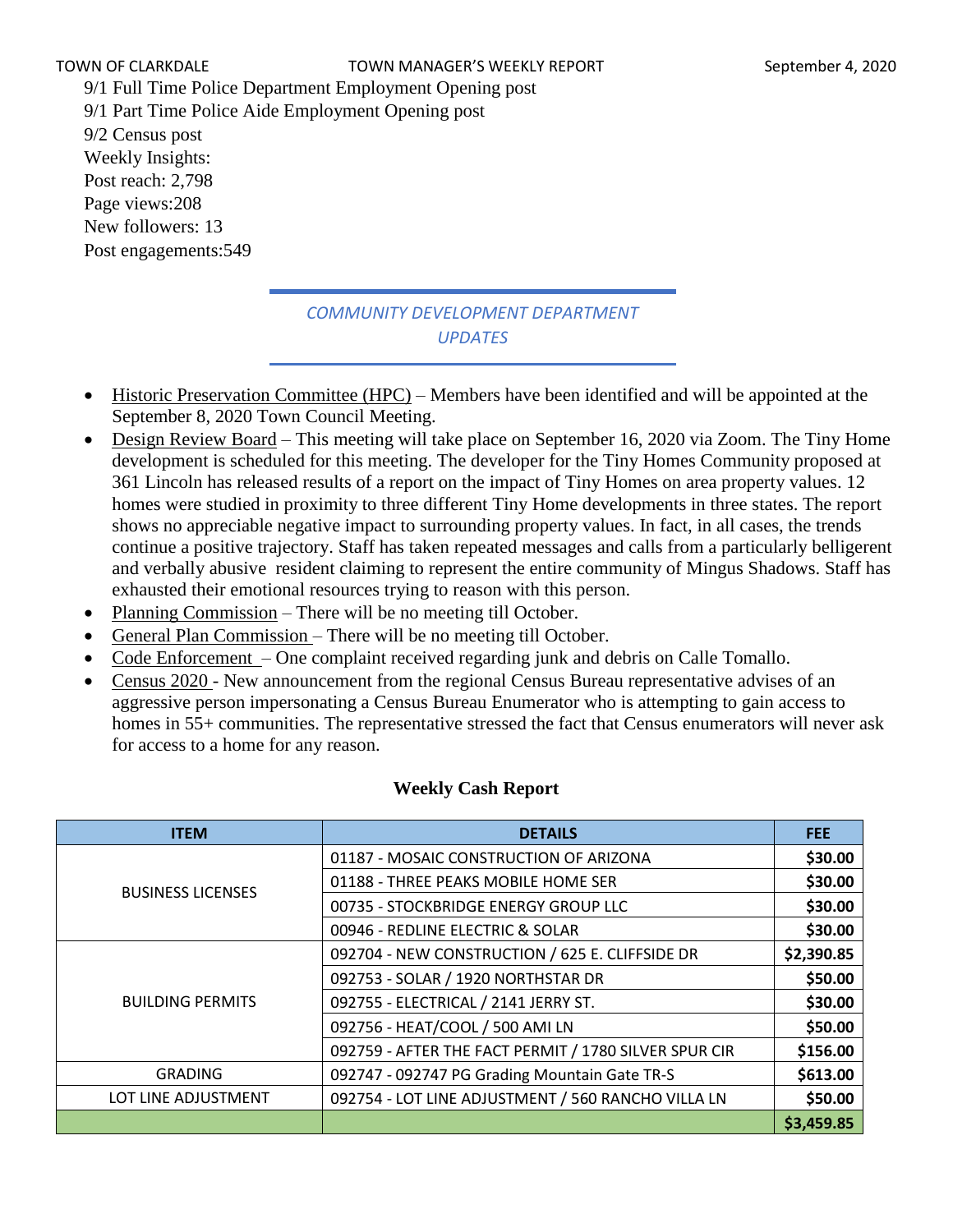9/1 Full Time Police Department Employment Opening post
9/1 Part Time Police Aide Employment Opening post
9/2 Census post
Weekly Insights:
Post reach: 2,798
Page views:208
New followers: 13
Post engagements:549

## *COMMUNITY DEVELOPMENT DEPARTMENT UPDATES*

- Historic Preservation Committee (HPC) – Members have been identified and will be appointed at the September 8, 2020 Town Council Meeting.
- Design Review Board – This meeting will take place on September 16, 2020 via Zoom. The Tiny Home development is scheduled for this meeting. The developer for the Tiny Homes Community proposed at 361 Lincoln has released results of a report on the impact of Tiny Homes on area property values. 12 homes were studied in proximity to three different Tiny Home developments in three states. The report shows no appreciable negative impact to surrounding property values. In fact, in all cases, the trends continue a positive trajectory. Staff has taken repeated messages and calls from a particularly belligerent and verbally abusive resident claiming to represent the entire community of Mingus Shadows. Staff has exhausted their emotional resources trying to reason with this person.
- Planning Commission – There will be no meeting till October.
- General Plan Commission – There will be no meeting till October.
- Code Enforcement – One complaint received regarding junk and debris on Calle Tomallo.
- Census 2020 - New announcement from the regional Census Bureau representative advises of an aggressive person impersonating a Census Bureau Enumerator who is attempting to gain access to homes in 55+ communities. The representative stressed the fact that Census enumerators will never ask for access to a home for any reason.

**Weekly Cash Report**

| ITEM | DETAILS | FEE |
|---|---|---|
| BUSINESS LICENSES | 01187 - MOSAIC CONSTRUCTION OF ARIZONA | **$30.00** |
| | 01188 - THREE PEAKS MOBILE HOME SER | **$30.00** |
| | 00735 - STOCKBRIDGE ENERGY GROUP LLC | **$30.00** |
| | 00946 - REDLINE ELECTRIC & SOLAR | **$30.00** |
| BUILDING PERMITS | 092704 - NEW CONSTRUCTION / 625 E. CLIFFSIDE DR | **$2,390.85** |
| | 092753 - SOLAR / 1920 NORTHSTAR DR | **$50.00** |
| | 092755 - ELECTRICAL / 2141 JERRY ST. | **$30.00** |
| | 092756 - HEAT/COOL / 500 AMI LN | **$50.00** |
| | 092759 - AFTER THE FACT PERMIT / 1780 SILVER SPUR CIR | **$156.00** |
| GRADING | 092747 - 092747 PG Grading Mountain Gate TR-S | **$613.00** |
| LOT LINE ADJUSTMENT | 092754 - LOT LINE ADJUSTMENT / 560 RANCHO VILLA LN | **$50.00** |
| | | **$3,459.85** |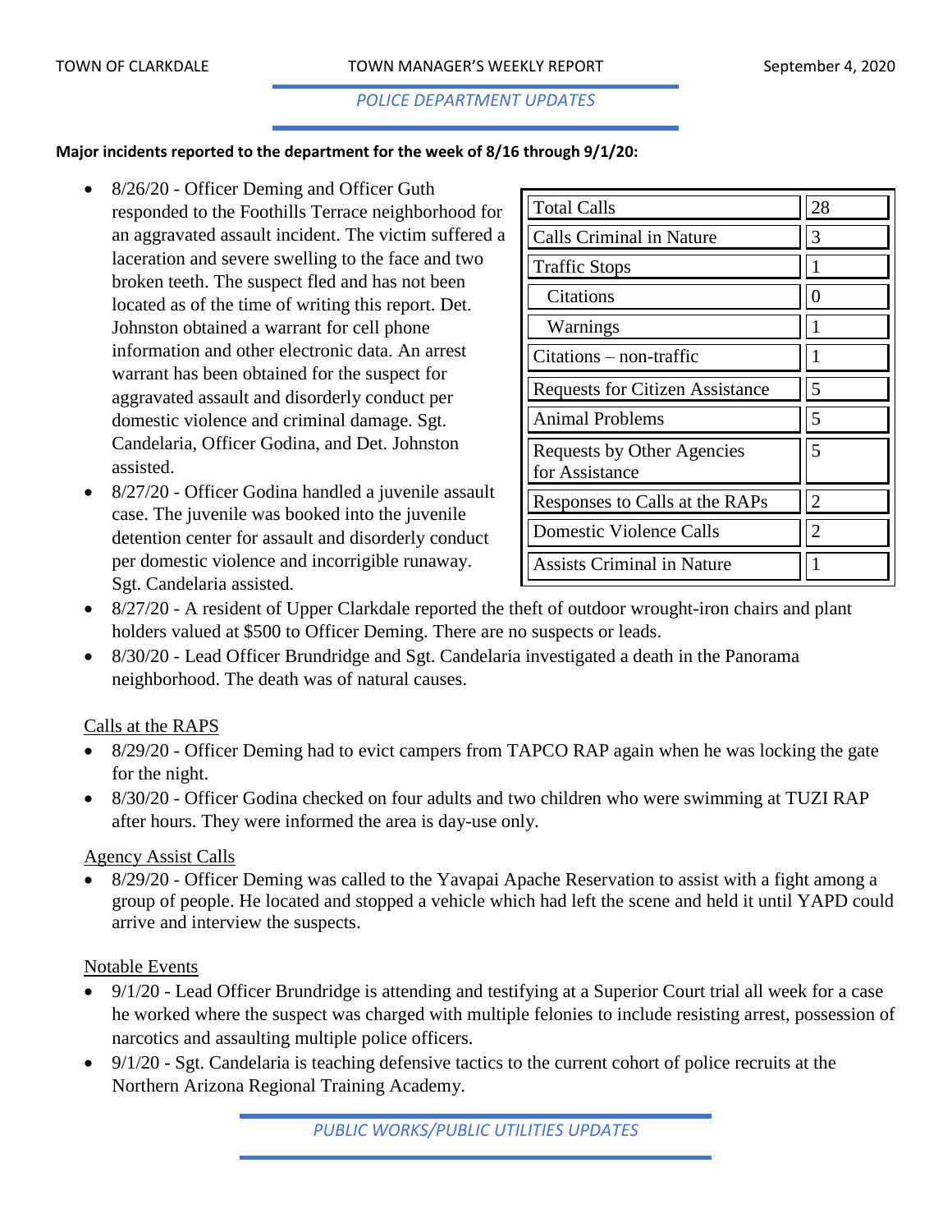## POLICE DEPARTMENT UPDATES

**Major incidents reported to the department for the week of 8/16 through 9/1/20:**

| Total Calls | 28 |
| --- | --- |
| Calls Criminal in Nature | 3 |
| Traffic Stops | 1 |
| Citations | 0 |
| Warnings | 1 |
| Citations – non-traffic | 1 |
| Requests for Citizen Assistance | 5 |
| Animal Problems | 5 |
| Requests by Other Agencies for Assistance | 5 |
| Responses to Calls at the RAPs | 2 |
| Domestic Violence Calls | 2 |
| Assists Criminal in Nature | 1 |

- 8/26/20 - Officer Deming and Officer Guth responded to the Foothills Terrace neighborhood for an aggravated assault incident. The victim suffered a laceration and severe swelling to the face and two broken teeth. The suspect fled and has not been located as of the time of writing this report. Det. Johnston obtained a warrant for cell phone information and other electronic data. An arrest warrant has been obtained for the suspect for aggravated assault and disorderly conduct per domestic violence and criminal damage. Sgt. Candelaria, Officer Godina, and Det. Johnston assisted.
- 8/27/20 - Officer Godina handled a juvenile assault case. The juvenile was booked into the juvenile detention center for assault and disorderly conduct per domestic violence and incorrigible runaway. Sgt. Candelaria assisted.
- 8/27/20 - A resident of Upper Clarkdale reported the theft of outdoor wrought-iron chairs and plant holders valued at $500 to Officer Deming. There are no suspects or leads.
- 8/30/20 - Lead Officer Brundridge and Sgt. Candelaria investigated a death in the Panorama neighborhood. The death was of natural causes.

Calls at the RAPS

- 8/29/20 - Officer Deming had to evict campers from TAPCO RAP again when he was locking the gate for the night.
- 8/30/20 - Officer Godina checked on four adults and two children who were swimming at TUZI RAP after hours. They were informed the area is day-use only.

Agency Assist Calls

- 8/29/20 - Officer Deming was called to the Yavapai Apache Reservation to assist with a fight among a group of people. He located and stopped a vehicle which had left the scene and held it until YAPD could arrive and interview the suspects.

Notable Events

- 9/1/20 - Lead Officer Brundridge is attending and testifying at a Superior Court trial all week for a case he worked where the suspect was charged with multiple felonies to include resisting arrest, possession of narcotics and assaulting multiple police officers.
- 9/1/20 - Sgt. Candelaria is teaching defensive tactics to the current cohort of police recruits at the Northern Arizona Regional Training Academy.

## PUBLIC WORKS/PUBLIC UTILITIES UPDATES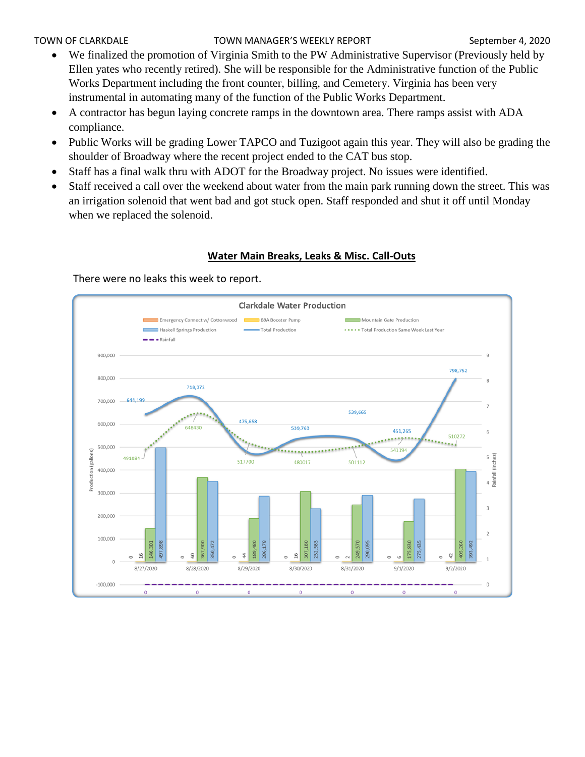- We finalized the promotion of Virginia Smith to the PW Administrative Supervisor (Previously held by Ellen yates who recently retired). She will be responsible for the Administrative function of the Public Works Department including the front counter, billing, and Cemetery. Virginia has been very instrumental in automating many of the function of the Public Works Department.
- A contractor has begun laying concrete ramps in the downtown area. There ramps assist with ADA compliance.
- Public Works will be grading Lower TAPCO and Tuzigoot again this year. They will also be grading the shoulder of Broadway where the recent project ended to the CAT bus stop.
- Staff has a final walk thru with ADOT for the Broadway project. No issues were identified.
- Staff received a call over the weekend about water from the main park running down the street. This was an irrigation solenoid that went bad and got stuck open. Staff responded and shut it off until Monday when we replaced the solenoid.

## Water Main Breaks, Leaks & Misc. Call-Outs

There were no leaks this week to report.

Clarkdale Water Production

Emergency Connect w/ Cottonwood
89A Booster Pump
Mountain Gate Production
Haskell Springs Production
Total Production
Total Production Same Week Last Year
Rainfall

Production (gallons)
Rainfall (inches)

900,000
800,000
700,000
600,000
500,000
400,000
300,000
200,000
100,000
0
-100,000

9
8
7
6
5
4
3
2
1
0

8/27/2020
8/28/2020
8/29/2020
8/30/2020
8/31/2020
9/1/2020
9/2/2020

644,199
718,372
475,658
539,763
539,665
451,265
798,752

491084
648430
517700
480017
501112
541194
510272

0
16
146,301
497,898

0
60
367,900
350,472

0
44
189,480
286,178

0
16
307,180
232,583

0
2
249,570
290,095

0
6
175,830
275,435

0
42
405,260
393,492

0
0
0
0
0
0
0